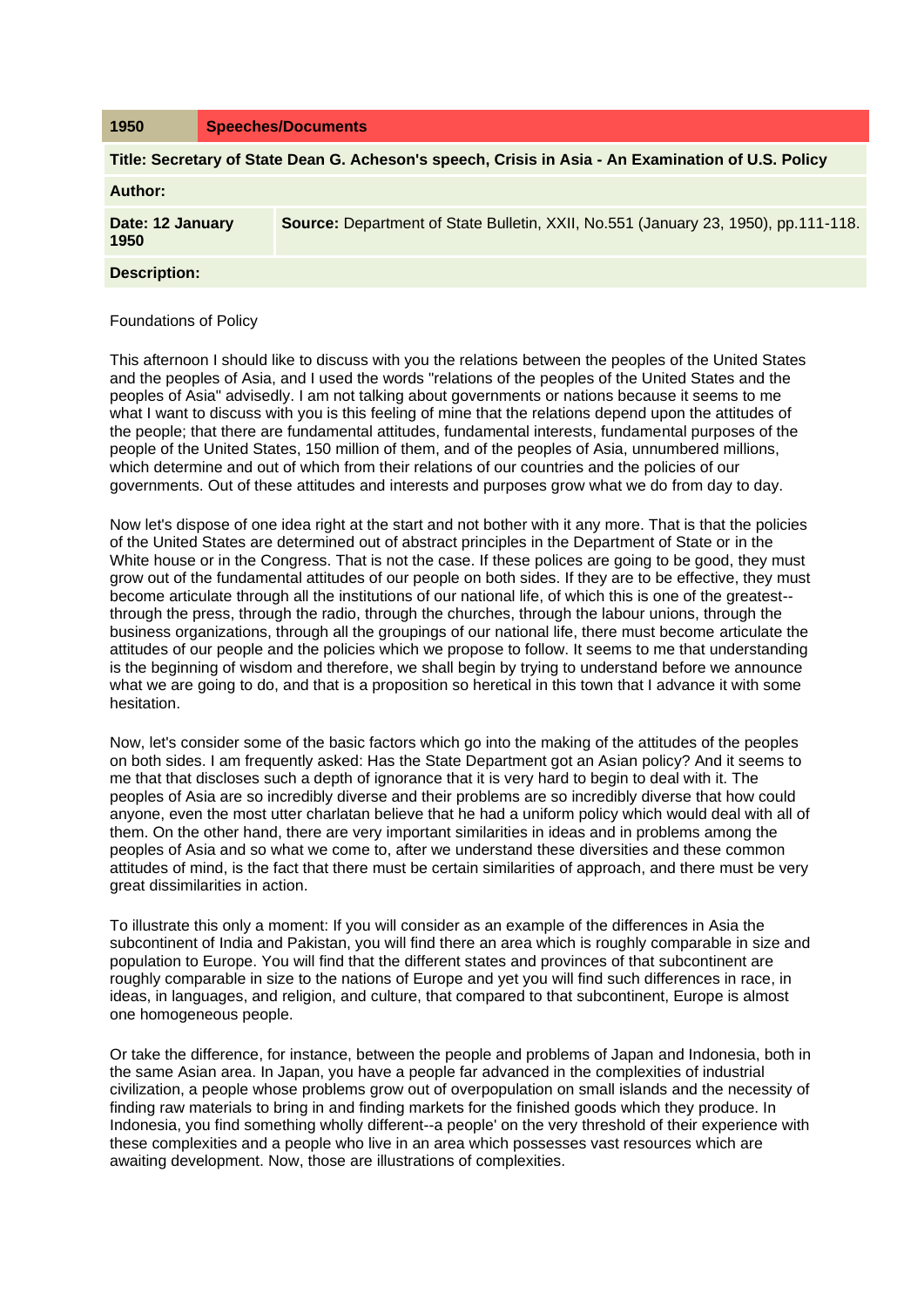| 1950 | Speeches/Documents |
| --- | --- |
| **Title: Secretary of State Dean G. Acheson's speech, Crisis in Asia - An Examination of U.S. Policy** | |
| **Author:** | |
| **Date: 12 January 1950** | **Source:** Department of State Bulletin, XXII, No.551 (January 23, 1950), pp.111-118. |
| **Description:** | |

Foundations of Policy

This afternoon I should like to discuss with you the relations between the peoples of the United States and the peoples of Asia, and I used the words "relations of the peoples of the United States and the peoples of Asia" advisedly. I am not talking about governments or nations because it seems to me what I want to discuss with you is this feeling of mine that the relations depend upon the attitudes of the people; that there are fundamental attitudes, fundamental interests, fundamental purposes of the people of the United States, 150 million of them, and of the peoples of Asia, unnumbered millions, which determine and out of which from their relations of our countries and the policies of our governments. Out of these attitudes and interests and purposes grow what we do from day to day.

Now let's dispose of one idea right at the start and not bother with it any more. That is that the policies of the United States are determined out of abstract principles in the Department of State or in the White house or in the Congress. That is not the case. If these polices are going to be good, they must grow out of the fundamental attitudes of our people on both sides. If they are to be effective, they must become articulate through all the institutions of our national life, of which this is one of the greatest--through the press, through the radio, through the churches, through the labour unions, through the business organizations, through all the groupings of our national life, there must become articulate the attitudes of our people and the policies which we propose to follow. It seems to me that understanding is the beginning of wisdom and therefore, we shall begin by trying to understand before we announce what we are going to do, and that is a proposition so heretical in this town that I advance it with some hesitation.

Now, let's consider some of the basic factors which go into the making of the attitudes of the peoples on both sides. I am frequently asked: Has the State Department got an Asian policy? And it seems to me that that discloses such a depth of ignorance that it is very hard to begin to deal with it. The peoples of Asia are so incredibly diverse and their problems are so incredibly diverse that how could anyone, even the most utter charlatan believe that he had a uniform policy which would deal with all of them. On the other hand, there are very important similarities in ideas and in problems among the peoples of Asia and so what we come to, after we understand these diversities and these common attitudes of mind, is the fact that there must be certain similarities of approach, and there must be very great dissimilarities in action.

To illustrate this only a moment: If you will consider as an example of the differences in Asia the subcontinent of India and Pakistan, you will find there an area which is roughly comparable in size and population to Europe. You will find that the different states and provinces of that subcontinent are roughly comparable in size to the nations of Europe and yet you will find such differences in race, in ideas, in languages, and religion, and culture, that compared to that subcontinent, Europe is almost one homogeneous people.

Or take the difference, for instance, between the people and problems of Japan and Indonesia, both in the same Asian area. In Japan, you have a people far advanced in the complexities of industrial civilization, a people whose problems grow out of overpopulation on small islands and the necessity of finding raw materials to bring in and finding markets for the finished goods which they produce. In Indonesia, you find something wholly different--a people' on the very threshold of their experience with these complexities and a people who live in an area which possesses vast resources which are awaiting development. Now, those are illustrations of complexities.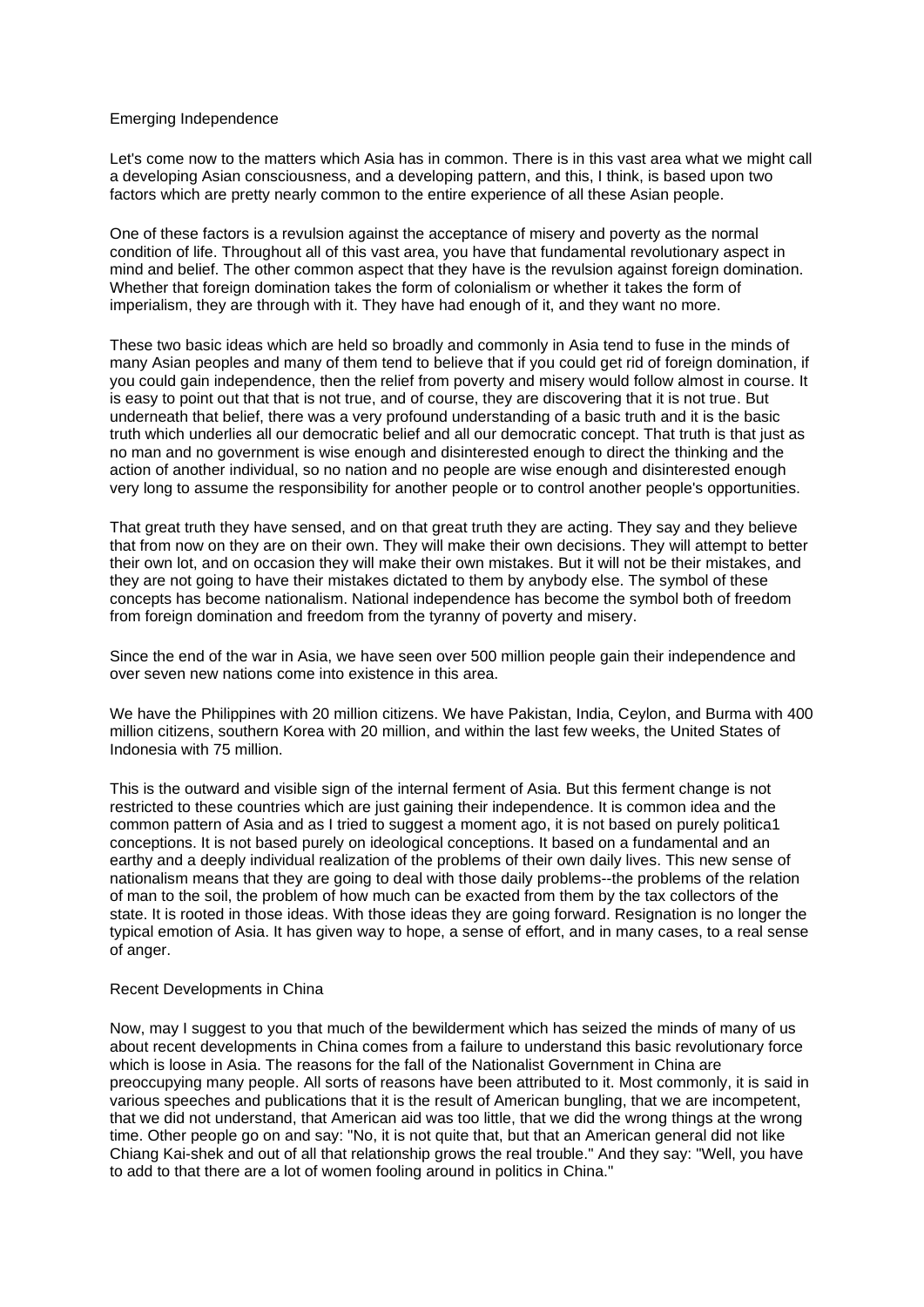## Emerging Independence

Let's come now to the matters which Asia has in common. There is in this vast area what we might call a developing Asian consciousness, and a developing pattern, and this, I think, is based upon two factors which are pretty nearly common to the entire experience of all these Asian people.

One of these factors is a revulsion against the acceptance of misery and poverty as the normal condition of life. Throughout all of this vast area, you have that fundamental revolutionary aspect in mind and belief. The other common aspect that they have is the revulsion against foreign domination. Whether that foreign domination takes the form of colonialism or whether it takes the form of imperialism, they are through with it. They have had enough of it, and they want no more.

These two basic ideas which are held so broadly and commonly in Asia tend to fuse in the minds of many Asian peoples and many of them tend to believe that if you could get rid of foreign domination, if you could gain independence, then the relief from poverty and misery would follow almost in course. It is easy to point out that that is not true, and of course, they are discovering that it is not true. But underneath that belief, there was a very profound understanding of a basic truth and it is the basic truth which underlies all our democratic belief and all our democratic concept. That truth is that just as no man and no government is wise enough and disinterested enough to direct the thinking and the action of another individual, so no nation and no people are wise enough and disinterested enough very long to assume the responsibility for another people or to control another people's opportunities.

That great truth they have sensed, and on that great truth they are acting. They say and they believe that from now on they are on their own. They will make their own decisions. They will attempt to better their own lot, and on occasion they will make their own mistakes. But it will not be their mistakes, and they are not going to have their mistakes dictated to them by anybody else. The symbol of these concepts has become nationalism. National independence has become the symbol both of freedom from foreign domination and freedom from the tyranny of poverty and misery.

Since the end of the war in Asia, we have seen over 500 million people gain their independence and over seven new nations come into existence in this area.

We have the Philippines with 20 million citizens. We have Pakistan, India, Ceylon, and Burma with 400 million citizens, southern Korea with 20 million, and within the last few weeks, the United States of Indonesia with 75 million.

This is the outward and visible sign of the internal ferment of Asia. But this ferment change is not restricted to these countries which are just gaining their independence. It is common idea and the common pattern of Asia and as I tried to suggest a moment ago, it is not based on purely politica1 conceptions. It is not based purely on ideological conceptions. It based on a fundamental and an earthy and a deeply individual realization of the problems of their own daily lives. This new sense of nationalism means that they are going to deal with those daily problems--the problems of the relation of man to the soil, the problem of how much can be exacted from them by the tax collectors of the state. It is rooted in those ideas. With those ideas they are going forward. Resignation is no longer the typical emotion of Asia. It has given way to hope, a sense of effort, and in many cases, to a real sense of anger.

## Recent Developments in China

Now, may I suggest to you that much of the bewilderment which has seized the minds of many of us about recent developments in China comes from a failure to understand this basic revolutionary force which is loose in Asia. The reasons for the fall of the Nationalist Government in China are preoccupying many people. All sorts of reasons have been attributed to it. Most commonly, it is said in various speeches and publications that it is the result of American bungling, that we are incompetent, that we did not understand, that American aid was too little, that we did the wrong things at the wrong time. Other people go on and say: "No, it is not quite that, but that an American general did not like Chiang Kai-shek and out of all that relationship grows the real trouble." And they say: "Well, you have to add to that there are a lot of women fooling around in politics in China."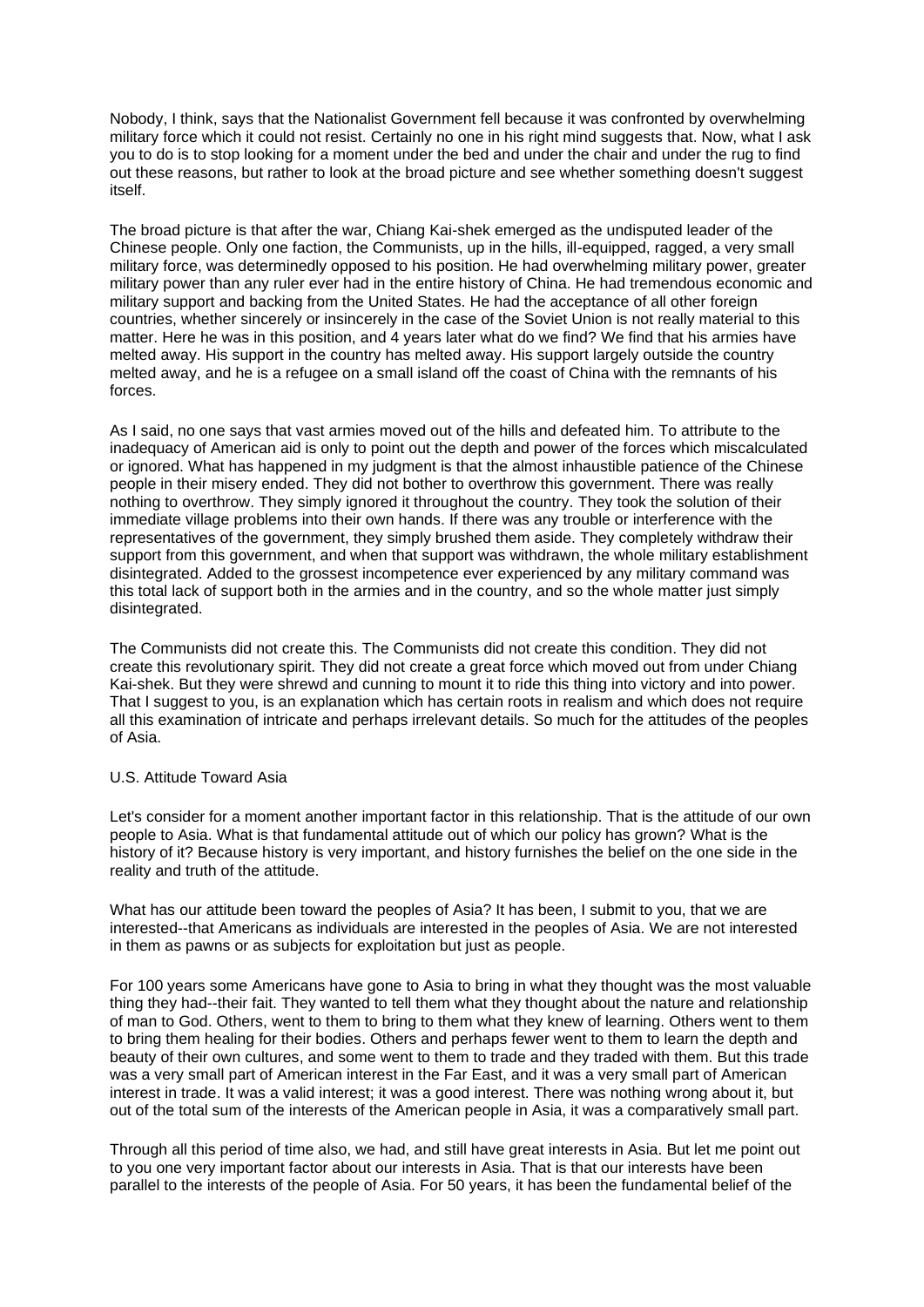Nobody, I think, says that the Nationalist Government fell because it was confronted by overwhelming military force which it could not resist. Certainly no one in his right mind suggests that. Now, what I ask you to do is to stop looking for a moment under the bed and under the chair and under the rug to find out these reasons, but rather to look at the broad picture and see whether something doesn't suggest itself.

The broad picture is that after the war, Chiang Kai-shek emerged as the undisputed leader of the Chinese people. Only one faction, the Communists, up in the hills, ill-equipped, ragged, a very small military force, was determinedly opposed to his position. He had overwhelming military power, greater military power than any ruler ever had in the entire history of China. He had tremendous economic and military support and backing from the United States. He had the acceptance of all other foreign countries, whether sincerely or insincerely in the case of the Soviet Union is not really material to this matter. Here he was in this position, and 4 years later what do we find? We find that his armies have melted away. His support in the country has melted away. His support largely outside the country melted away, and he is a refugee on a small island off the coast of China with the remnants of his forces.

As I said, no one says that vast armies moved out of the hills and defeated him. To attribute to the inadequacy of American aid is only to point out the depth and power of the forces which miscalculated or ignored. What has happened in my judgment is that the almost inhaustible patience of the Chinese people in their misery ended. They did not bother to overthrow this government. There was really nothing to overthrow. They simply ignored it throughout the country. They took the solution of their immediate village problems into their own hands. If there was any trouble or interference with the representatives of the government, they simply brushed them aside. They completely withdraw their support from this government, and when that support was withdrawn, the whole military establishment disintegrated. Added to the grossest incompetence ever experienced by any military command was this total lack of support both in the armies and in the country, and so the whole matter just simply disintegrated.

The Communists did not create this. The Communists did not create this condition. They did not create this revolutionary spirit. They did not create a great force which moved out from under Chiang Kai-shek. But they were shrewd and cunning to mount it to ride this thing into victory and into power. That I suggest to you, is an explanation which has certain roots in realism and which does not require all this examination of intricate and perhaps irrelevant details. So much for the attitudes of the peoples of Asia.

## U.S. Attitude Toward Asia

Let's consider for a moment another important factor in this relationship. That is the attitude of our own people to Asia. What is that fundamental attitude out of which our policy has grown? What is the history of it? Because history is very important, and history furnishes the belief on the one side in the reality and truth of the attitude.

What has our attitude been toward the peoples of Asia? It has been, I submit to you, that we are interested--that Americans as individuals are interested in the peoples of Asia. We are not interested in them as pawns or as subjects for exploitation but just as people.

For 100 years some Americans have gone to Asia to bring in what they thought was the most valuable thing they had--their fait. They wanted to tell them what they thought about the nature and relationship of man to God. Others, went to them to bring to them what they knew of learning. Others went to them to bring them healing for their bodies. Others and perhaps fewer went to them to learn the depth and beauty of their own cultures, and some went to them to trade and they traded with them. But this trade was a very small part of American interest in the Far East, and it was a very small part of American interest in trade. It was a valid interest; it was a good interest. There was nothing wrong about it, but out of the total sum of the interests of the American people in Asia, it was a comparatively small part.

Through all this period of time also, we had, and still have great interests in Asia. But let me point out to you one very important factor about our interests in Asia. That is that our interests have been parallel to the interests of the people of Asia. For 50 years, it has been the fundamental belief of the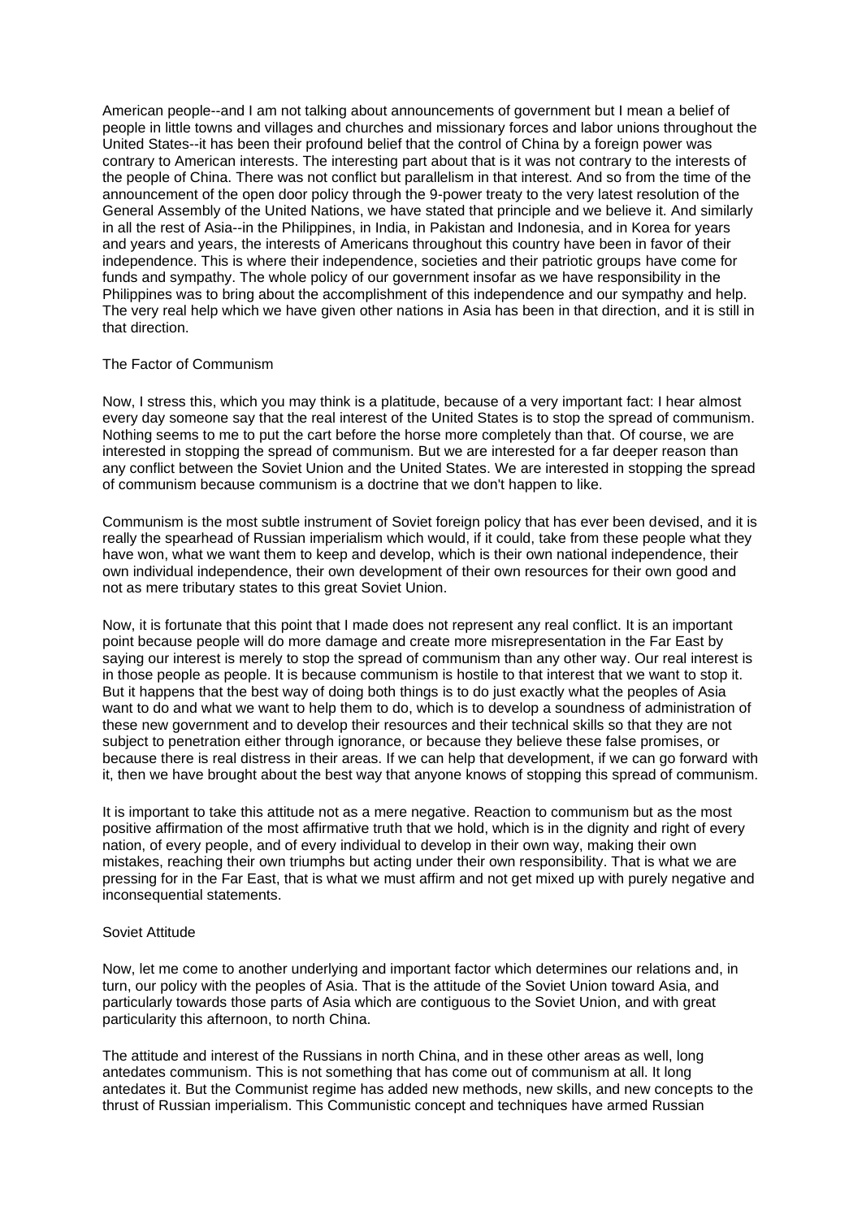American people--and I am not talking about announcements of government but I mean a belief of people in little towns and villages and churches and missionary forces and labor unions throughout the United States--it has been their profound belief that the control of China by a foreign power was contrary to American interests. The interesting part about that is it was not contrary to the interests of the people of China. There was not conflict but parallelism in that interest. And so from the time of the announcement of the open door policy through the 9-power treaty to the very latest resolution of the General Assembly of the United Nations, we have stated that principle and we believe it. And similarly in all the rest of Asia--in the Philippines, in India, in Pakistan and Indonesia, and in Korea for years and years and years, the interests of Americans throughout this country have been in favor of their independence. This is where their independence, societies and their patriotic groups have come for funds and sympathy. The whole policy of our government insofar as we have responsibility in the Philippines was to bring about the accomplishment of this independence and our sympathy and help. The very real help which we have given other nations in Asia has been in that direction, and it is still in that direction.

## The Factor of Communism

Now, I stress this, which you may think is a platitude, because of a very important fact: I hear almost every day someone say that the real interest of the United States is to stop the spread of communism. Nothing seems to me to put the cart before the horse more completely than that. Of course, we are interested in stopping the spread of communism. But we are interested for a far deeper reason than any conflict between the Soviet Union and the United States. We are interested in stopping the spread of communism because communism is a doctrine that we don't happen to like.

Communism is the most subtle instrument of Soviet foreign policy that has ever been devised, and it is really the spearhead of Russian imperialism which would, if it could, take from these people what they have won, what we want them to keep and develop, which is their own national independence, their own individual independence, their own development of their own resources for their own good and not as mere tributary states to this great Soviet Union.

Now, it is fortunate that this point that I made does not represent any real conflict. It is an important point because people will do more damage and create more misrepresentation in the Far East by saying our interest is merely to stop the spread of communism than any other way. Our real interest is in those people as people. It is because communism is hostile to that interest that we want to stop it. But it happens that the best way of doing both things is to do just exactly what the peoples of Asia want to do and what we want to help them to do, which is to develop a soundness of administration of these new government and to develop their resources and their technical skills so that they are not subject to penetration either through ignorance, or because they believe these false promises, or because there is real distress in their areas. If we can help that development, if we can go forward with it, then we have brought about the best way that anyone knows of stopping this spread of communism.

It is important to take this attitude not as a mere negative. Reaction to communism but as the most positive affirmation of the most affirmative truth that we hold, which is in the dignity and right of every nation, of every people, and of every individual to develop in their own way, making their own mistakes, reaching their own triumphs but acting under their own responsibility. That is what we are pressing for in the Far East, that is what we must affirm and not get mixed up with purely negative and inconsequential statements.

## Soviet Attitude

Now, let me come to another underlying and important factor which determines our relations and, in turn, our policy with the peoples of Asia. That is the attitude of the Soviet Union toward Asia, and particularly towards those parts of Asia which are contiguous to the Soviet Union, and with great particularity this afternoon, to north China.

The attitude and interest of the Russians in north China, and in these other areas as well, long antedates communism. This is not something that has come out of communism at all. It long antedates it. But the Communist regime has added new methods, new skills, and new concepts to the thrust of Russian imperialism. This Communistic concept and techniques have armed Russian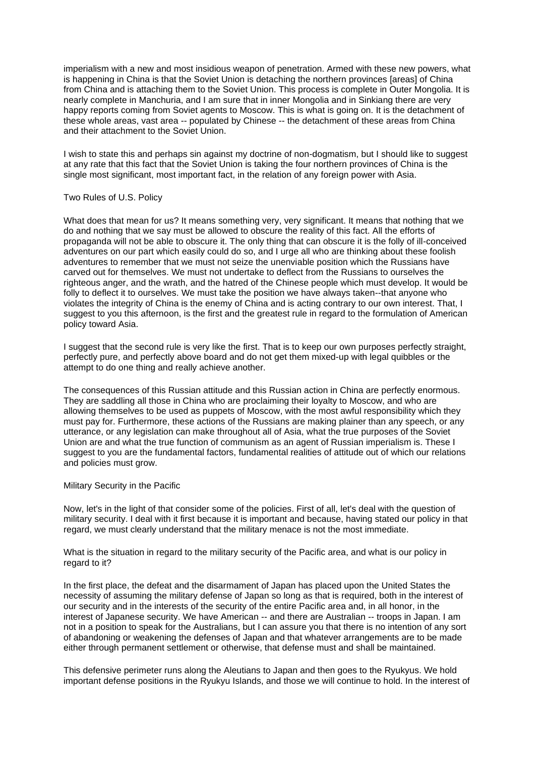imperialism with a new and most insidious weapon of penetration. Armed with these new powers, what is happening in China is that the Soviet Union is detaching the northern provinces [areas] of China from China and is attaching them to the Soviet Union. This process is complete in Outer Mongolia. It is nearly complete in Manchuria, and I am sure that in inner Mongolia and in Sinkiang there are very happy reports coming from Soviet agents to Moscow. This is what is going on. It is the detachment of these whole areas, vast area -- populated by Chinese -- the detachment of these areas from China and their attachment to the Soviet Union.

I wish to state this and perhaps sin against my doctrine of non-dogmatism, but I should like to suggest at any rate that this fact that the Soviet Union is taking the four northern provinces of China is the single most significant, most important fact, in the relation of any foreign power with Asia.

## Two Rules of U.S. Policy

What does that mean for us? It means something very, very significant. It means that nothing that we do and nothing that we say must be allowed to obscure the reality of this fact. All the efforts of propaganda will not be able to obscure it. The only thing that can obscure it is the folly of ill-conceived adventures on our part which easily could do so, and I urge all who are thinking about these foolish adventures to remember that we must not seize the unenviable position which the Russians have carved out for themselves. We must not undertake to deflect from the Russians to ourselves the righteous anger, and the wrath, and the hatred of the Chinese people which must develop. It would be folly to deflect it to ourselves. We must take the position we have always taken--that anyone who violates the integrity of China is the enemy of China and is acting contrary to our own interest. That, I suggest to you this afternoon, is the first and the greatest rule in regard to the formulation of American policy toward Asia.

I suggest that the second rule is very like the first. That is to keep our own purposes perfectly straight, perfectly pure, and perfectly above board and do not get them mixed-up with legal quibbles or the attempt to do one thing and really achieve another.

The consequences of this Russian attitude and this Russian action in China are perfectly enormous. They are saddling all those in China who are proclaiming their loyalty to Moscow, and who are allowing themselves to be used as puppets of Moscow, with the most awful responsibility which they must pay for. Furthermore, these actions of the Russians are making plainer than any speech, or any utterance, or any legislation can make throughout all of Asia, what the true purposes of the Soviet Union are and what the true function of communism as an agent of Russian imperialism is. These I suggest to you are the fundamental factors, fundamental realities of attitude out of which our relations and policies must grow.

## Military Security in the Pacific

Now, let's in the light of that consider some of the policies. First of all, let's deal with the question of military security. I deal with it first because it is important and because, having stated our policy in that regard, we must clearly understand that the military menace is not the most immediate.

What is the situation in regard to the military security of the Pacific area, and what is our policy in regard to it?

In the first place, the defeat and the disarmament of Japan has placed upon the United States the necessity of assuming the military defense of Japan so long as that is required, both in the interest of our security and in the interests of the security of the entire Pacific area and, in all honor, in the interest of Japanese security. We have American -- and there are Australian -- troops in Japan. I am not in a position to speak for the Australians, but I can assure you that there is no intention of any sort of abandoning or weakening the defenses of Japan and that whatever arrangements are to be made either through permanent settlement or otherwise, that defense must and shall be maintained.

This defensive perimeter runs along the Aleutians to Japan and then goes to the Ryukyus. We hold important defense positions in the Ryukyu Islands, and those we will continue to hold. In the interest of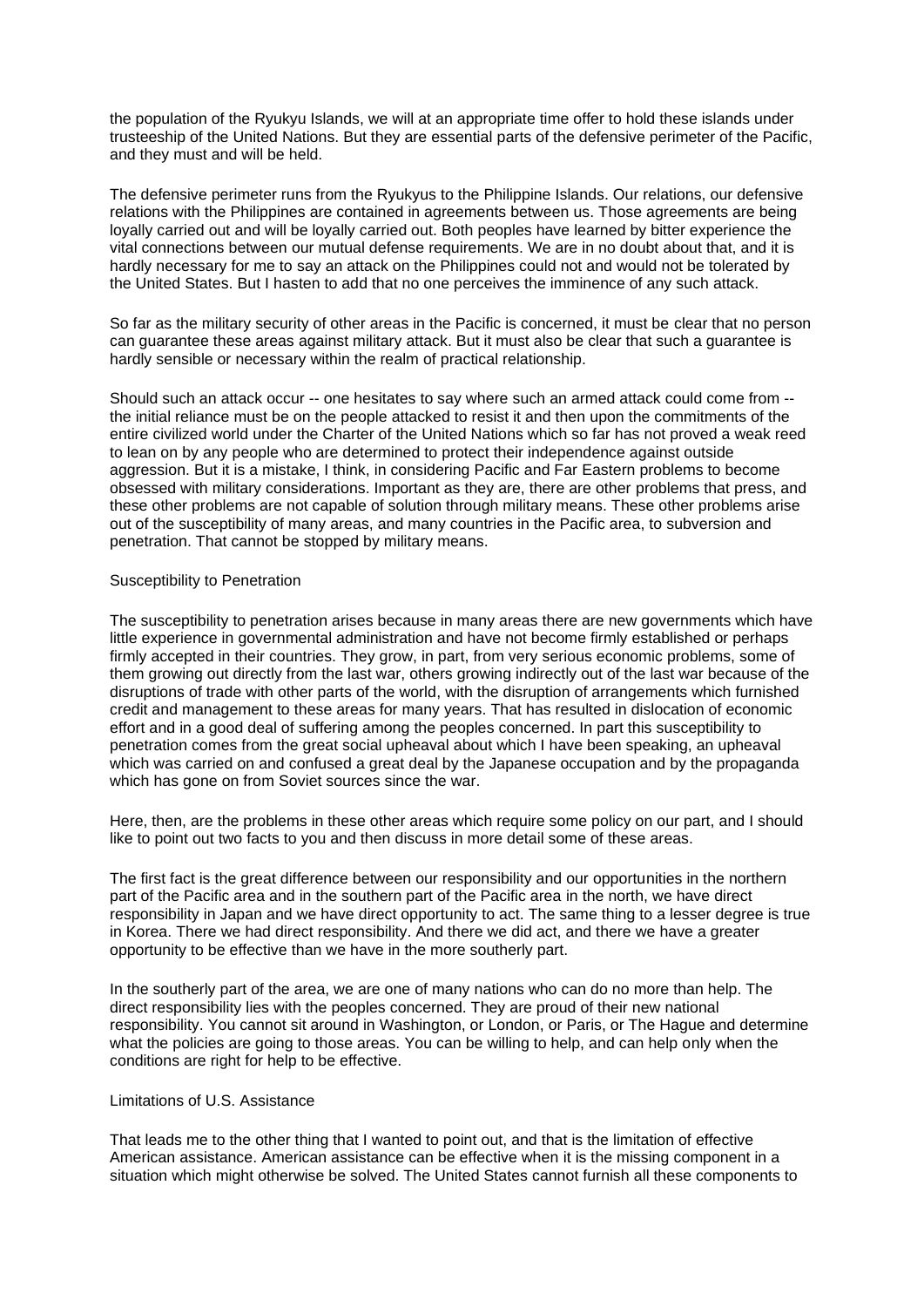the population of the Ryukyu Islands, we will at an appropriate time offer to hold these islands under trusteeship of the United Nations. But they are essential parts of the defensive perimeter of the Pacific, and they must and will be held.

The defensive perimeter runs from the Ryukyus to the Philippine Islands. Our relations, our defensive relations with the Philippines are contained in agreements between us. Those agreements are being loyally carried out and will be loyally carried out. Both peoples have learned by bitter experience the vital connections between our mutual defense requirements. We are in no doubt about that, and it is hardly necessary for me to say an attack on the Philippines could not and would not be tolerated by the United States. But I hasten to add that no one perceives the imminence of any such attack.

So far as the military security of other areas in the Pacific is concerned, it must be clear that no person can guarantee these areas against military attack. But it must also be clear that such a guarantee is hardly sensible or necessary within the realm of practical relationship.

Should such an attack occur -- one hesitates to say where such an armed attack could come from -- the initial reliance must be on the people attacked to resist it and then upon the commitments of the entire civilized world under the Charter of the United Nations which so far has not proved a weak reed to lean on by any people who are determined to protect their independence against outside aggression. But it is a mistake, I think, in considering Pacific and Far Eastern problems to become obsessed with military considerations. Important as they are, there are other problems that press, and these other problems are not capable of solution through military means. These other problems arise out of the susceptibility of many areas, and many countries in the Pacific area, to subversion and penetration. That cannot be stopped by military means.

## Susceptibility to Penetration

The susceptibility to penetration arises because in many areas there are new governments which have little experience in governmental administration and have not become firmly established or perhaps firmly accepted in their countries. They grow, in part, from very serious economic problems, some of them growing out directly from the last war, others growing indirectly out of the last war because of the disruptions of trade with other parts of the world, with the disruption of arrangements which furnished credit and management to these areas for many years. That has resulted in dislocation of economic effort and in a good deal of suffering among the peoples concerned. In part this susceptibility to penetration comes from the great social upheaval about which I have been speaking, an upheaval which was carried on and confused a great deal by the Japanese occupation and by the propaganda which has gone on from Soviet sources since the war.

Here, then, are the problems in these other areas which require some policy on our part, and I should like to point out two facts to you and then discuss in more detail some of these areas.

The first fact is the great difference between our responsibility and our opportunities in the northern part of the Pacific area and in the southern part of the Pacific area in the north, we have direct responsibility in Japan and we have direct opportunity to act. The same thing to a lesser degree is true in Korea. There we had direct responsibility. And there we did act, and there we have a greater opportunity to be effective than we have in the more southerly part.

In the southerly part of the area, we are one of many nations who can do no more than help. The direct responsibility lies with the peoples concerned. They are proud of their new national responsibility. You cannot sit around in Washington, or London, or Paris, or The Hague and determine what the policies are going to those areas. You can be willing to help, and can help only when the conditions are right for help to be effective.

## Limitations of U.S. Assistance

That leads me to the other thing that I wanted to point out, and that is the limitation of effective American assistance. American assistance can be effective when it is the missing component in a situation which might otherwise be solved. The United States cannot furnish all these components to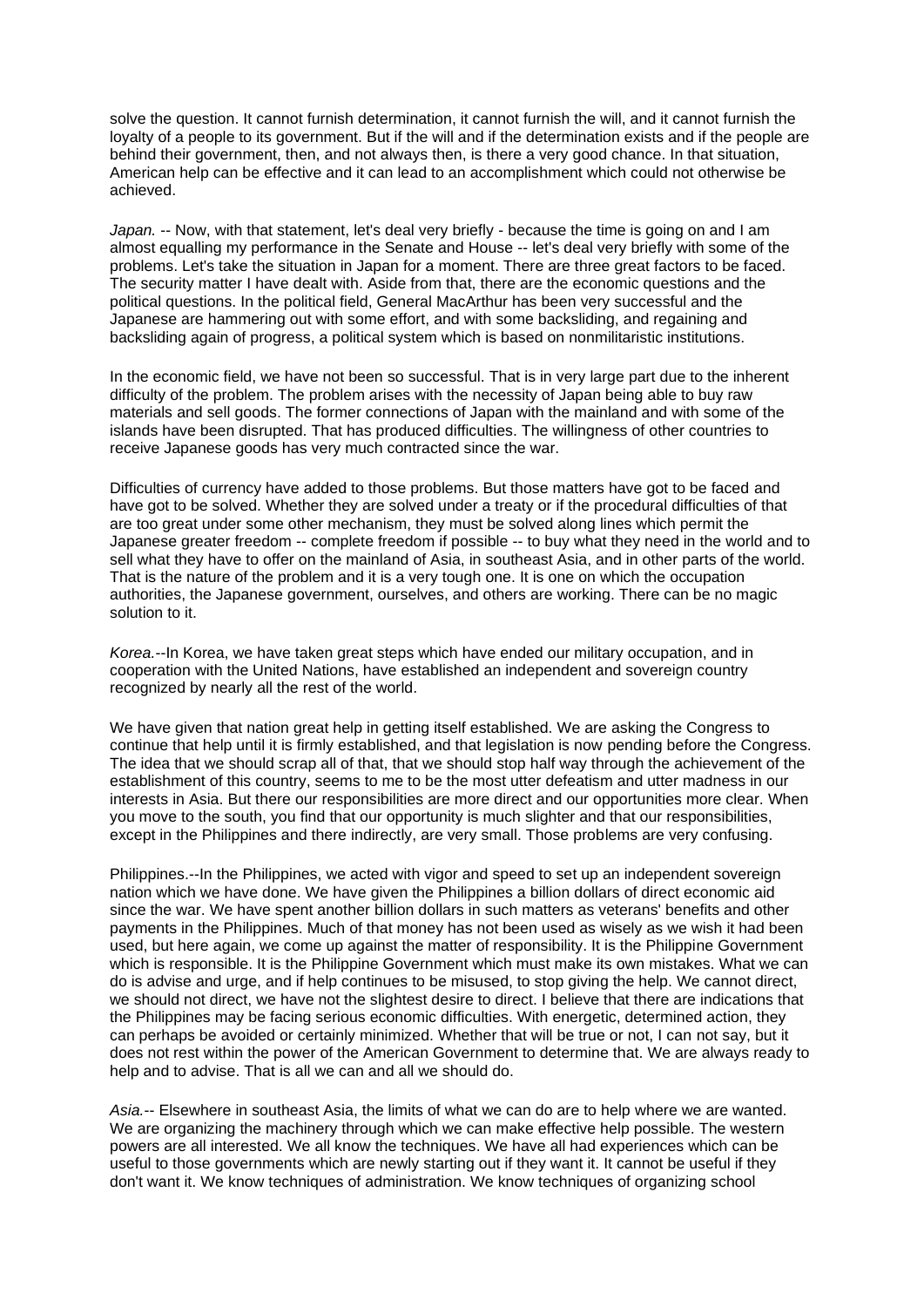solve the question. It cannot furnish determination, it cannot furnish the will, and it cannot furnish the loyalty of a people to its government. But if the will and if the determination exists and if the people are behind their government, then, and not always then, is there a very good chance. In that situation, American help can be effective and it can lead to an accomplishment which could not otherwise be achieved.

*Japan.* -- Now, with that statement, let's deal very briefly - because the time is going on and I am almost equalling my performance in the Senate and House -- let's deal very briefly with some of the problems. Let's take the situation in Japan for a moment. There are three great factors to be faced. The security matter I have dealt with. Aside from that, there are the economic questions and the political questions. In the political field, General MacArthur has been very successful and the Japanese are hammering out with some effort, and with some backsliding, and regaining and backsliding again of progress, a political system which is based on nonmilitaristic institutions.

In the economic field, we have not been so successful. That is in very large part due to the inherent difficulty of the problem. The problem arises with the necessity of Japan being able to buy raw materials and sell goods. The former connections of Japan with the mainland and with some of the islands have been disrupted. That has produced difficulties. The willingness of other countries to receive Japanese goods has very much contracted since the war.

Difficulties of currency have added to those problems. But those matters have got to be faced and have got to be solved. Whether they are solved under a treaty or if the procedural difficulties of that are too great under some other mechanism, they must be solved along lines which permit the Japanese greater freedom -- complete freedom if possible -- to buy what they need in the world and to sell what they have to offer on the mainland of Asia, in southeast Asia, and in other parts of the world. That is the nature of the problem and it is a very tough one. It is one on which the occupation authorities, the Japanese government, ourselves, and others are working. There can be no magic solution to it.

*Korea.*--In Korea, we have taken great steps which have ended our military occupation, and in cooperation with the United Nations, have established an independent and sovereign country recognized by nearly all the rest of the world.

We have given that nation great help in getting itself established. We are asking the Congress to continue that help until it is firmly established, and that legislation is now pending before the Congress. The idea that we should scrap all of that, that we should stop half way through the achievement of the establishment of this country, seems to me to be the most utter defeatism and utter madness in our interests in Asia. But there our responsibilities are more direct and our opportunities more clear. When you move to the south, you find that our opportunity is much slighter and that our responsibilities, except in the Philippines and there indirectly, are very small. Those problems are very confusing.

Philippines.--In the Philippines, we acted with vigor and speed to set up an independent sovereign nation which we have done. We have given the Philippines a billion dollars of direct economic aid since the war. We have spent another billion dollars in such matters as veterans' benefits and other payments in the Philippines. Much of that money has not been used as wisely as we wish it had been used, but here again, we come up against the matter of responsibility. It is the Philippine Government which is responsible. It is the Philippine Government which must make its own mistakes. What we can do is advise and urge, and if help continues to be misused, to stop giving the help. We cannot direct, we should not direct, we have not the slightest desire to direct. I believe that there are indications that the Philippines may be facing serious economic difficulties. With energetic, determined action, they can perhaps be avoided or certainly minimized. Whether that will be true or not, I can not say, but it does not rest within the power of the American Government to determine that. We are always ready to help and to advise. That is all we can and all we should do.

*Asia.*-- Elsewhere in southeast Asia, the limits of what we can do are to help where we are wanted. We are organizing the machinery through which we can make effective help possible. The western powers are all interested. We all know the techniques. We have all had experiences which can be useful to those governments which are newly starting out if they want it. It cannot be useful if they don't want it. We know techniques of administration. We know techniques of organizing school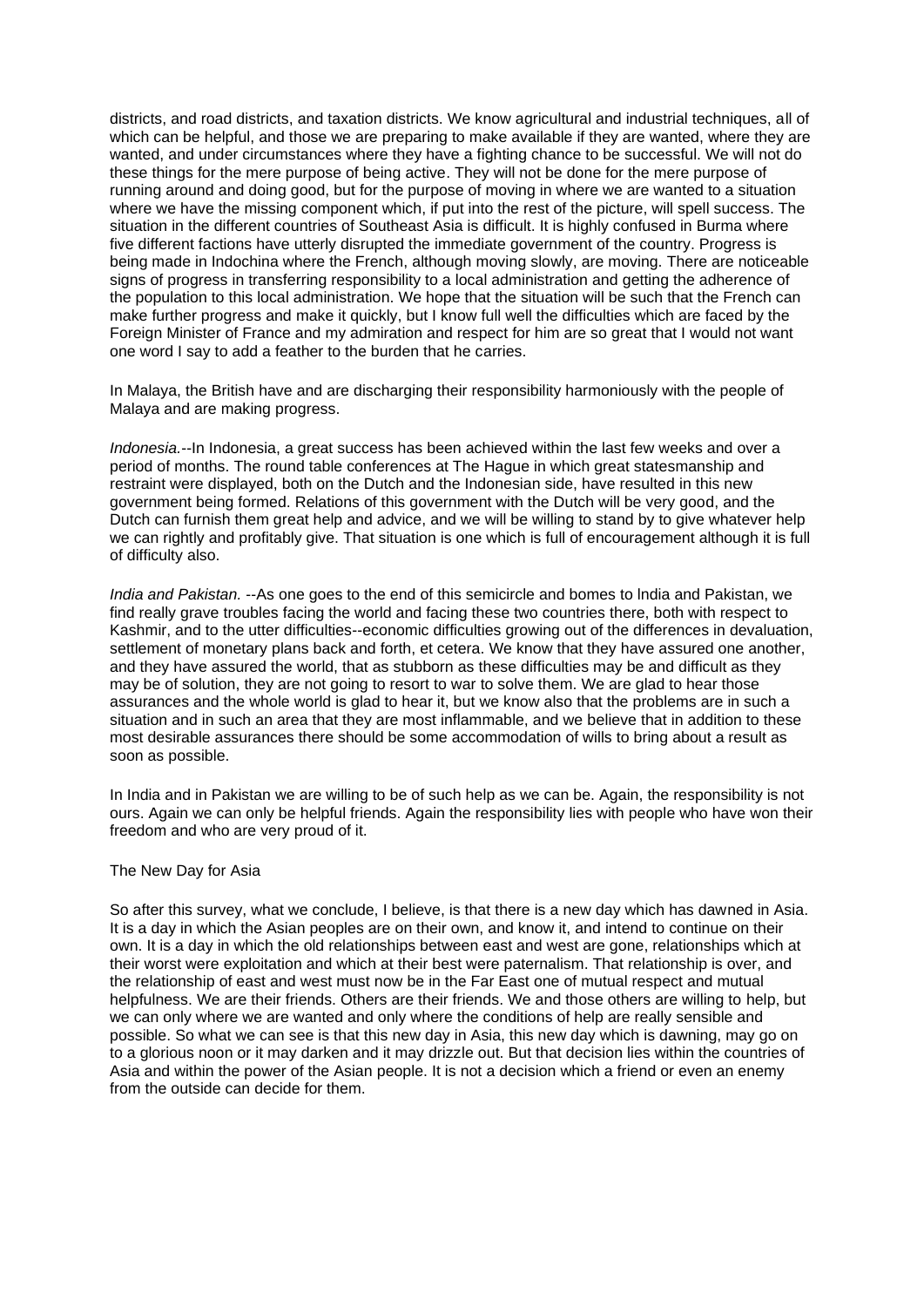districts, and road districts, and taxation districts. We know agricultural and industrial techniques, all of which can be helpful, and those we are preparing to make available if they are wanted, where they are wanted, and under circumstances where they have a fighting chance to be successful. We will not do these things for the mere purpose of being active. They will not be done for the mere purpose of running around and doing good, but for the purpose of moving in where we are wanted to a situation where we have the missing component which, if put into the rest of the picture, will spell success. The situation in the different countries of Southeast Asia is difficult. It is highly confused in Burma where five different factions have utterly disrupted the immediate government of the country. Progress is being made in Indochina where the French, although moving slowly, are moving. There are noticeable signs of progress in transferring responsibility to a local administration and getting the adherence of the population to this local administration. We hope that the situation will be such that the French can make further progress and make it quickly, but I know full well the difficulties which are faced by the Foreign Minister of France and my admiration and respect for him are so great that I would not want one word I say to add a feather to the burden that he carries.

In Malaya, the British have and are discharging their responsibility harmoniously with the people of Malaya and are making progress.

*Indonesia.*--In Indonesia, a great success has been achieved within the last few weeks and over a period of months. The round table conferences at The Hague in which great statesmanship and restraint were displayed, both on the Dutch and the Indonesian side, have resulted in this new government being formed. Relations of this government with the Dutch will be very good, and the Dutch can furnish them great help and advice, and we will be willing to stand by to give whatever help we can rightly and profitably give. That situation is one which is full of encouragement although it is full of difficulty also.

*India and Pakistan.* --As one goes to the end of this semicircle and bomes to India and Pakistan, we find really grave troubles facing the world and facing these two countries there, both with respect to Kashmir, and to the utter difficulties--economic difficulties growing out of the differences in devaluation, settlement of monetary plans back and forth, et cetera. We know that they have assured one another, and they have assured the world, that as stubborn as these difficulties may be and difficult as they may be of solution, they are not going to resort to war to solve them. We are glad to hear those assurances and the whole world is glad to hear it, but we know also that the problems are in such a situation and in such an area that they are most inflammable, and we believe that in addition to these most desirable assurances there should be some accommodation of wills to bring about a result as soon as possible.

In India and in Pakistan we are willing to be of such help as we can be. Again, the responsibility is not ours. Again we can only be helpful friends. Again the responsibility lies with people who have won their freedom and who are very proud of it.

## The New Day for Asia

So after this survey, what we conclude, I believe, is that there is a new day which has dawned in Asia. It is a day in which the Asian peoples are on their own, and know it, and intend to continue on their own. It is a day in which the old relationships between east and west are gone, relationships which at their worst were exploitation and which at their best were paternalism. That relationship is over, and the relationship of east and west must now be in the Far East one of mutual respect and mutual helpfulness. We are their friends. Others are their friends. We and those others are willing to help, but we can only where we are wanted and only where the conditions of help are really sensible and possible. So what we can see is that this new day in Asia, this new day which is dawning, may go on to a glorious noon or it may darken and it may drizzle out. But that decision lies within the countries of Asia and within the power of the Asian people. It is not a decision which a friend or even an enemy from the outside can decide for them.